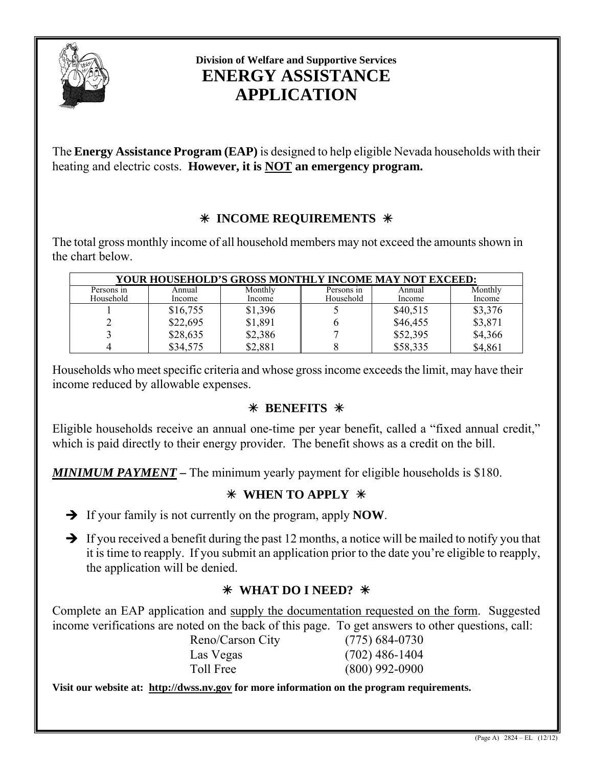**Division of Welfare and Supportive Services**

# ENERGY ASSISTANCE APPLICATION

The **Energy Assistance Program (EAP)** is designed to help eligible Nevada households with their heating and electric costs. **However, it is NOT an emergency program.**

## ✳ INCOME REQUIREMENTS ✳

The total gross monthly income of all household members may not exceed the amounts shown in the chart below.

| YOUR HOUSEHOLD'S GROSS MONTHLY INCOME MAY NOT EXCEED: | | | | | |
|---|---|---|---|---|---|
| Persons in Household | Annual Income | Monthly Income | Persons in Household | Annual Income | Monthly Income |
| 1 | $16,755 | $1,396 | 5 | $40,515 | $3,376 |
| 2 | $22,695 | $1,891 | 6 | $46,455 | $3,871 |
| 3 | $28,635 | $2,386 | 7 | $52,395 | $4,366 |
| 4 | $34,575 | $2,881 | 8 | $58,335 | $4,861 |

Households who meet specific criteria and whose gross income exceeds the limit, may have their income reduced by allowable expenses.

## ✳ BENEFITS ✳

Eligible households receive an annual one-time per year benefit, called a "fixed annual credit," which is paid directly to their energy provider. The benefit shows as a credit on the bill.

***MINIMUM PAYMENT*** **–** The minimum yearly payment for eligible households is $180.

## ✳ WHEN TO APPLY ✳

- ➔ If your family is not currently on the program, apply **NOW**.
- ➔ If you received a benefit during the past 12 months, a notice will be mailed to notify you that it is time to reapply. If you submit an application prior to the date you're eligible to reapply, the application will be denied.

## ✳ WHAT DO I NEED? ✳

Complete an EAP application and supply the documentation requested on the form. Suggested income verifications are noted on the back of this page. To get answers to other questions, call:

| | |
|---|---|
| Reno/Carson City | (775) 684-0730 |
| Las Vegas | (702) 486-1404 |
| Toll Free | (800) 992-0900 |

**Visit our website at: http://dwss.nv.gov for more information on the program requirements.**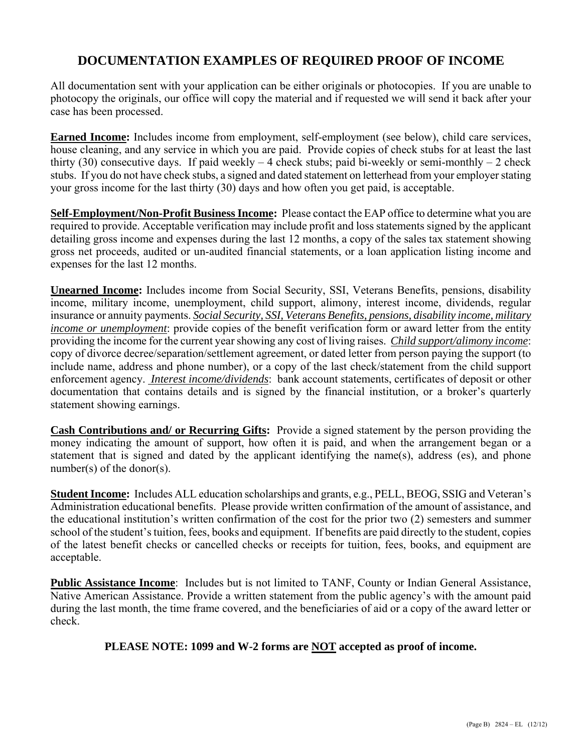# DOCUMENTATION EXAMPLES OF REQUIRED PROOF OF INCOME

All documentation sent with your application can be either originals or photocopies. If you are unable to photocopy the originals, our office will copy the material and if requested we will send it back after your case has been processed.

**Earned Income:** Includes income from employment, self-employment (see below), child care services, house cleaning, and any service in which you are paid. Provide copies of check stubs for at least the last thirty (30) consecutive days. If paid weekly – 4 check stubs; paid bi-weekly or semi-monthly – 2 check stubs. If you do not have check stubs, a signed and dated statement on letterhead from your employer stating your gross income for the last thirty (30) days and how often you get paid, is acceptable.

**Self-Employment/Non-Profit Business Income:** Please contact the EAP office to determine what you are required to provide. Acceptable verification may include profit and loss statements signed by the applicant detailing gross income and expenses during the last 12 months, a copy of the sales tax statement showing gross net proceeds, audited or un-audited financial statements, or a loan application listing income and expenses for the last 12 months.

**Unearned Income:** Includes income from Social Security, SSI, Veterans Benefits, pensions, disability income, military income, unemployment, child support, alimony, interest income, dividends, regular insurance or annuity payments. ***Social Security, SSI, Veterans Benefits, pensions, disability income, military income or unemployment***: provide copies of the benefit verification form or award letter from the entity providing the income for the current year showing any cost of living raises. ***Child support/alimony income***: copy of divorce decree/separation/settlement agreement, or dated letter from person paying the support (to include name, address and phone number), or a copy of the last check/statement from the child support enforcement agency. *Interest income/dividends*: bank account statements, certificates of deposit or other documentation that contains details and is signed by the financial institution, or a broker's quarterly statement showing earnings.

**Cash Contributions and/ or Recurring Gifts:** Provide a signed statement by the person providing the money indicating the amount of support, how often it is paid, and when the arrangement began or a statement that is signed and dated by the applicant identifying the name(s), address (es), and phone number(s) of the donor(s).

**Student Income:** Includes ALL education scholarships and grants, e.g., PELL, BEOG, SSIG and Veteran's Administration educational benefits. Please provide written confirmation of the amount of assistance, and the educational institution's written confirmation of the cost for the prior two (2) semesters and summer school of the student's tuition, fees, books and equipment. If benefits are paid directly to the student, copies of the latest benefit checks or cancelled checks or receipts for tuition, fees, books, and equipment are acceptable.

**Public Assistance Income**: Includes but is not limited to TANF, County or Indian General Assistance, Native American Assistance. Provide a written statement from the public agency's with the amount paid during the last month, the time frame covered, and the beneficiaries of aid or a copy of the award letter or check.

**PLEASE NOTE: 1099 and W-2 forms are NOT accepted as proof of income.**

(Page B) 2824 – EL (12/12)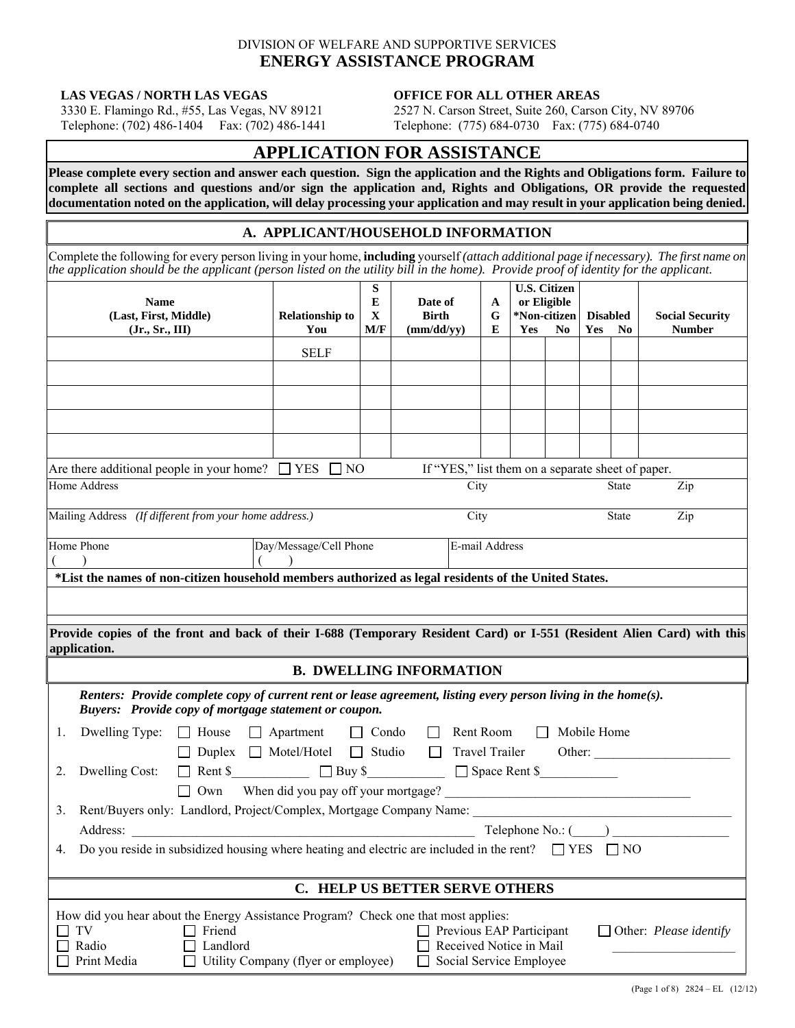DIVISION OF WELFARE AND SUPPORTIVE SERVICES

# ENERGY ASSISTANCE PROGRAM

**LAS VEGAS / NORTH LAS VEGAS**
3330 E. Flamingo Rd., #55, Las Vegas, NV 89121
Telephone: (702) 486-1404 Fax: (702) 486-1441

**OFFICE FOR ALL OTHER AREAS**
2527 N. Carson Street, Suite 260, Carson City, NV 89706
Telephone: (775) 684-0730 Fax: (775) 684-0740

## APPLICATION FOR ASSISTANCE

**Please complete every section and answer each question. Sign the application and the Rights and Obligations form. Failure to complete all sections and questions and/or sign the application and, Rights and Obligations, OR provide the requested documentation noted on the application, will delay processing your application and may result in your application being denied.**

### A. APPLICANT/HOUSEHOLD INFORMATION

Complete the following for every person living in your home, **including** yourself *(attach additional page if necessary). The first name on the application should be the applicant (person listed on the utility bill in the home). Provide proof of identity for the applicant.*

| Name (Last, First, Middle) (Jr., Sr., III) | Relationship to You | SEX M/F | Date of Birth (mm/dd/yy) | AGE | U.S. Citizen or Eligible *Non-citizen Yes | No | Disabled Yes | No | Social Security Number |
|---|---|---|---|---|---|---|---|---|---|
| | SELF | | | | | | | | |
| | | | | | | | | | |
| | | | | | | | | | |
| | | | | | | | | | |
| | | | | | | | | | |

Are there additional people in your home? ☐ YES ☐ NO If "YES," list them on a separate sheet of paper.

| Home Address | City | State | Zip |
|---|---|---|---|
| | | | |

| Mailing Address *(If different from your home address.)* | City | State | Zip |
|---|---|---|---|
| | | | |

| Home Phone | Day/Message/Cell Phone | E-mail Address |
|---|---|---|
| ( ) | ( ) | |

**\*List the names of non-citizen household members authorized as legal residents of the United States.**

______________________________________________

**Provide copies of the front and back of their I-688 (Temporary Resident Card) or I-551 (Resident Alien Card) with this application.**

### B. DWELLING INFORMATION

***Renters: Provide complete copy of current rent or lease agreement, listing every person living in the home(s).***
***Buyers: Provide copy of mortgage statement or coupon.***

1. Dwelling Type: ☐ House ☐ Apartment ☐ Condo ☐ Rent Room ☐ Mobile Home
   ☐ Duplex ☐ Motel/Hotel ☐ Studio ☐ Travel Trailer Other: ____________________
2. Dwelling Cost: ☐ Rent $___________ ☐ Buy $___________ ☐ Space Rent $___________
   ☐ Own When did you pay off your mortgage? ____________________________________
3. Rent/Buyers only: Landlord, Project/Complex, Mortgage Company Name: ______________________________
   Address: ______________________________________________ Telephone No.: (____) ________________
4. Do you reside in subsidized housing where heating and electric are included in the rent? ☐ YES ☐ NO

### C. HELP US BETTER SERVE OTHERS

How did you hear about the Energy Assistance Program? Check one that most applies:

☐ TV ☐ Radio ☐ Print Media
☐ Friend ☐ Landlord ☐ Utility Company (flyer or employee)
☐ Previous EAP Participant ☐ Received Notice in Mail ☐ Social Service Employee
☐ Other: *Please identify* ____________________

(Page 1 of 8) 2824 – EL (12/12)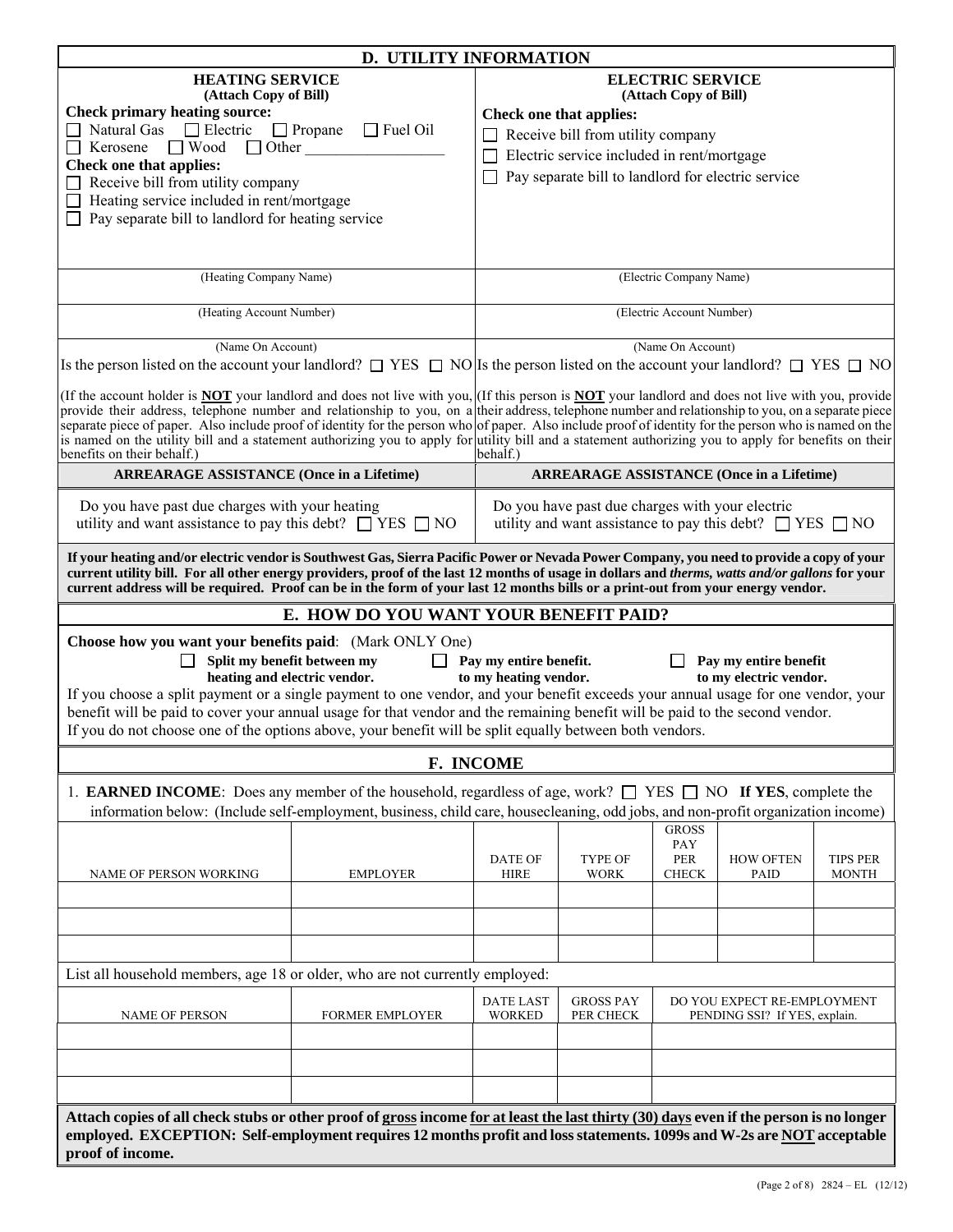## D. UTILITY INFORMATION

### HEATING SERVICE
**(Attach Copy of Bill)**

**Check primary heating source:**

☐ Natural Gas ☐ Electric ☐ Propane ☐ Fuel Oil
☐ Kerosene ☐ Wood ☐ Other __________________

**Check one that applies:**

☐ Receive bill from utility company
☐ Heating service included in rent/mortgage
☐ Pay separate bill to landlord for heating service

(Heating Company Name)

(Heating Account Number)

(Name On Account)

Is the person listed on the account your landlord? ☐ YES ☐ NO

(If the account holder is **NOT** your landlord and does not live with you, provide their address, telephone number and relationship to you, on a separate piece of paper. Also include proof of identity for the person who is named on the utility bill and a statement authorizing you to apply for benefits on their behalf.)

**ARREARAGE ASSISTANCE (Once in a Lifetime)**

Do you have past due charges with your heating utility and want assistance to pay this debt? ☐ YES ☐ NO

### ELECTRIC SERVICE
**(Attach Copy of Bill)**

**Check one that applies:**

☐ Receive bill from utility company
☐ Electric service included in rent/mortgage
☐ Pay separate bill to landlord for electric service

(Electric Company Name)

(Electric Account Number)

(Name On Account)

Is the person listed on the account your landlord? ☐ YES ☐ NO

(If this person is **NOT** your landlord and does not live with you, provide their address, telephone number and relationship to you, on a separate piece of paper. Also include proof of identity for the person who is named on the utility bill and a statement authorizing you to apply for benefits on their behalf.)

**ARREARAGE ASSISTANCE (Once in a Lifetime)**

Do you have past due charges with your electric utility and want assistance to pay this debt? ☐ YES ☐ NO

**If your heating and/or electric vendor is Southwest Gas, Sierra Pacific Power or Nevada Power Company, you need to provide a copy of your current utility bill. For all other energy providers, proof of the last 12 months of usage in dollars and *therms, watts and/or gallons* for your current address will be required. Proof can be in the form of your last 12 months bills or a print-out from your energy vendor.**

## E. HOW DO YOU WANT YOUR BENEFIT PAID?

**Choose how you want your benefits paid**: (Mark ONLY One)

☐ **Split my benefit between my heating and electric vendor.** ☐ **Pay my entire benefit. to my heating vendor.** ☐ **Pay my entire benefit to my electric vendor.**

If you choose a split payment or a single payment to one vendor, and your benefit exceeds your annual usage for one vendor, your benefit will be paid to cover your annual usage for that vendor and the remaining benefit will be paid to the second vendor.
If you do not choose one of the options above, your benefit will be split equally between both vendors.

## F. INCOME

1. **EARNED INCOME**: Does any member of the household, regardless of age, work? ☐ YES ☐ NO **If YES**, complete the information below: (Include self-employment, business, child care, housecleaning, odd jobs, and non-profit organization income)

| NAME OF PERSON WORKING | EMPLOYER | DATE OF HIRE | TYPE OF WORK | GROSS PAY PER CHECK | HOW OFTEN PAID | TIPS PER MONTH |
|---|---|---|---|---|---|---|
| | | | | | | |
| | | | | | | |
| | | | | | | |

List all household members, age 18 or older, who are not currently employed:

| NAME OF PERSON | FORMER EMPLOYER | DATE LAST WORKED | GROSS PAY PER CHECK | DO YOU EXPECT RE-EMPLOYMENT PENDING SSI? If YES, explain. |
|---|---|---|---|---|
| | | | | |
| | | | | |
| | | | | |

**Attach copies of all check stubs or other proof of <u>gross</u> income <u>for at least the last thirty (30) days</u> even if the person is no longer employed. EXCEPTION: Self-employment requires 12 months profit and loss statements. 1099s and W-2s are <u>NOT</u> acceptable proof of income.**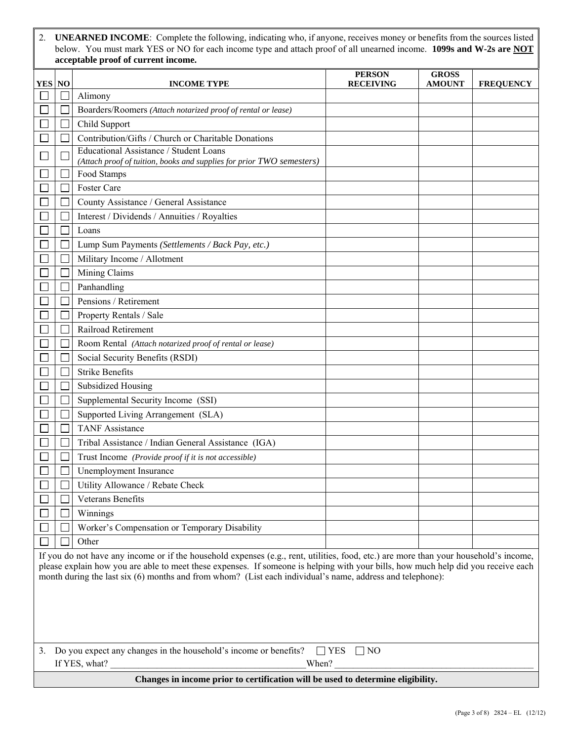2. **UNEARNED INCOME**: Complete the following, indicating who, if anyone, receives money or benefits from the sources listed below. You must mark YES or NO for each income type and attach proof of all unearned income. **1099s and W-2s are NOT acceptable proof of current income.**

| YES | NO | INCOME TYPE | PERSON RECEIVING | GROSS AMOUNT | FREQUENCY |
|---|---|---|---|---|---|
| ☐ | ☐ | Alimony | | | |
| ☐ | ☐ | Boarders/Roomers *(Attach notarized proof of rental or lease)* | | | |
| ☐ | ☐ | Child Support | | | |
| ☐ | ☐ | Contribution/Gifts / Church or Charitable Donations | | | |
| ☐ | ☐ | Educational Assistance / Student Loans *(Attach proof of tuition, books and supplies for prior TWO semesters)* | | | |
| ☐ | ☐ | Food Stamps | | | |
| ☐ | ☐ | Foster Care | | | |
| ☐ | ☐ | County Assistance / General Assistance | | | |
| ☐ | ☐ | Interest / Dividends / Annuities / Royalties | | | |
| ☐ | ☐ | Loans | | | |
| ☐ | ☐ | Lump Sum Payments *(Settlements / Back Pay, etc.)* | | | |
| ☐ | ☐ | Military Income / Allotment | | | |
| ☐ | ☐ | Mining Claims | | | |
| ☐ | ☐ | Panhandling | | | |
| ☐ | ☐ | Pensions / Retirement | | | |
| ☐ | ☐ | Property Rentals / Sale | | | |
| ☐ | ☐ | Railroad Retirement | | | |
| ☐ | ☐ | Room Rental *(Attach notarized proof of rental or lease)* | | | |
| ☐ | ☐ | Social Security Benefits (RSDI) | | | |
| ☐ | ☐ | Strike Benefits | | | |
| ☐ | ☐ | Subsidized Housing | | | |
| ☐ | ☐ | Supplemental Security Income (SSI) | | | |
| ☐ | ☐ | Supported Living Arrangement (SLA) | | | |
| ☐ | ☐ | TANF Assistance | | | |
| ☐ | ☐ | Tribal Assistance / Indian General Assistance (IGA) | | | |
| ☐ | ☐ | Trust Income *(Provide proof if it is not accessible)* | | | |
| ☐ | ☐ | Unemployment Insurance | | | |
| ☐ | ☐ | Utility Allowance / Rebate Check | | | |
| ☐ | ☐ | Veterans Benefits | | | |
| ☐ | ☐ | Winnings | | | |
| ☐ | ☐ | Worker's Compensation or Temporary Disability | | | |
| ☐ | ☐ | Other | | | |

If you do not have any income or if the household expenses (e.g., rent, utilities, food, etc.) are more than your household's income, please explain how you are able to meet these expenses. If someone is helping with your bills, how much help did you receive each month during the last six (6) months and from whom? (List each individual's name, address and telephone):

3. Do you expect any changes in the household's income or benefits? ☐ YES ☐ NO
   If YES, what? ____________________________________________ When? ____________________________________________

**Changes in income prior to certification will be used to determine eligibility.**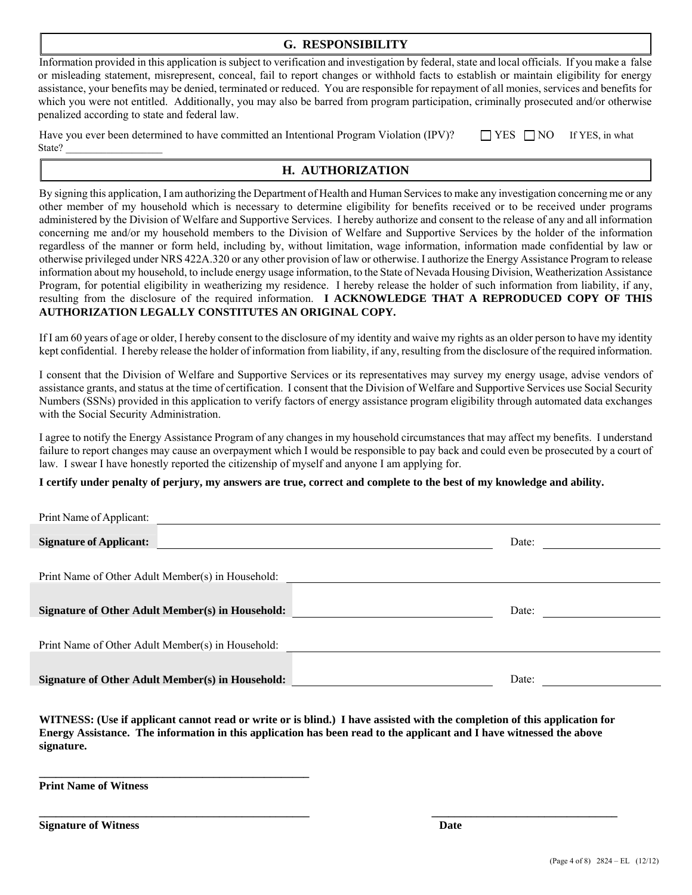## G. RESPONSIBILITY

Information provided in this application is subject to verification and investigation by federal, state and local officials. If you make a false or misleading statement, misrepresent, conceal, fail to report changes or withhold facts to establish or maintain eligibility for energy assistance, your benefits may be denied, terminated or reduced. You are responsible for repayment of all monies, services and benefits for which you were not entitled. Additionally, you may also be barred from program participation, criminally prosecuted and/or otherwise penalized according to state and federal law.

Have you ever been determined to have committed an Intentional Program Violation (IPV)? ☐ YES ☐ NO If YES, in what State? ___________________

## H. AUTHORIZATION

By signing this application, I am authorizing the Department of Health and Human Services to make any investigation concerning me or any other member of my household which is necessary to determine eligibility for benefits received or to be received under programs administered by the Division of Welfare and Supportive Services. I hereby authorize and consent to the release of any and all information concerning me and/or my household members to the Division of Welfare and Supportive Services by the holder of the information regardless of the manner or form held, including by, without limitation, wage information, information made confidential by law or otherwise privileged under NRS 422A.320 or any other provision of law or otherwise. I authorize the Energy Assistance Program to release information about my household, to include energy usage information, to the State of Nevada Housing Division, Weatherization Assistance Program, for potential eligibility in weatherizing my residence. I hereby release the holder of such information from liability, if any, resulting from the disclosure of the required information. **I ACKNOWLEDGE THAT A REPRODUCED COPY OF THIS AUTHORIZATION LEGALLY CONSTITUTES AN ORIGINAL COPY.**

If I am 60 years of age or older, I hereby consent to the disclosure of my identity and waive my rights as an older person to have my identity kept confidential. I hereby release the holder of information from liability, if any, resulting from the disclosure of the required information.

I consent that the Division of Welfare and Supportive Services or its representatives may survey my energy usage, advise vendors of assistance grants, and status at the time of certification. I consent that the Division of Welfare and Supportive Services use Social Security Numbers (SSNs) provided in this application to verify factors of energy assistance program eligibility through automated data exchanges with the Social Security Administration.

I agree to notify the Energy Assistance Program of any changes in my household circumstances that may affect my benefits. I understand failure to report changes may cause an overpayment which I would be responsible to pay back and could even be prosecuted by a court of law. I swear I have honestly reported the citizenship of myself and anyone I am applying for.

**I certify under penalty of perjury, my answers are true, correct and complete to the best of my knowledge and ability.**

Print Name of Applicant: ______________________________

**Signature of Applicant:** ______________________________ Date: ______________

Print Name of Other Adult Member(s) in Household: ______________________________

**Signature of Other Adult Member(s) in Household:** ______________________________ Date: ______________

Print Name of Other Adult Member(s) in Household: ______________________________

**Signature of Other Adult Member(s) in Household:** ______________________________ Date: ______________

**WITNESS: (Use if applicant cannot read or write or is blind.) I have assisted with the completion of this application for Energy Assistance. The information in this application has been read to the applicant and I have witnessed the above signature.**

______________________________
**Print Name of Witness**

______________________________ ______________________________
**Signature of Witness** **Date**

(Page 4 of 8) 2824 – EL (12/12)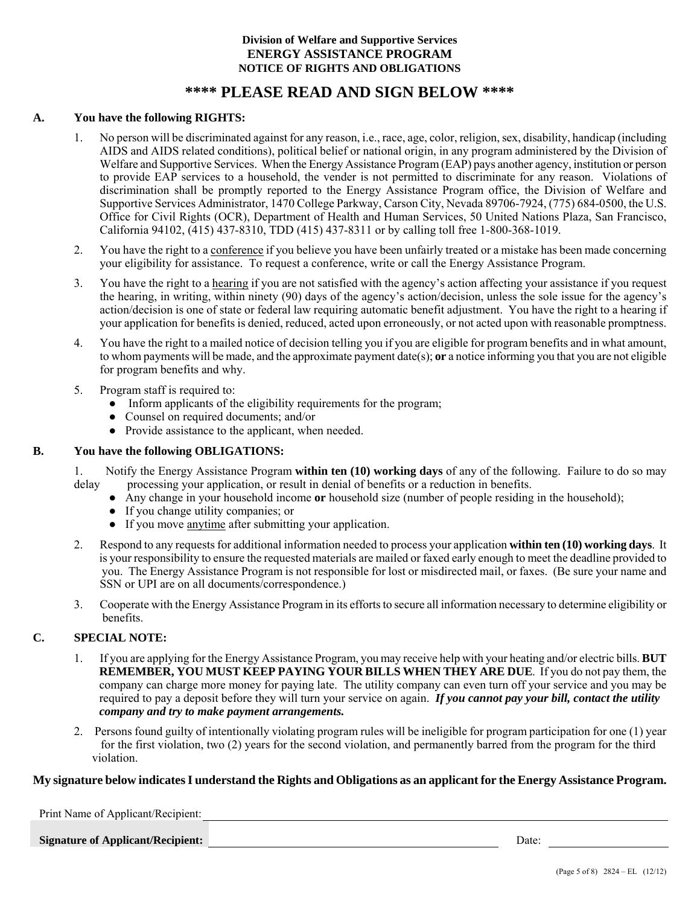**Division of Welfare and Supportive Services**
**ENERGY ASSISTANCE PROGRAM**
**NOTICE OF RIGHTS AND OBLIGATIONS**

# \*\*\*\* PLEASE READ AND SIGN BELOW \*\*\*\*

## A. You have the following RIGHTS:

1. No person will be discriminated against for any reason, i.e., race, age, color, religion, sex, disability, handicap (including AIDS and AIDS related conditions), political belief or national origin, in any program administered by the Division of Welfare and Supportive Services. When the Energy Assistance Program (EAP) pays another agency, institution or person to provide EAP services to a household, the vender is not permitted to discriminate for any reason. Violations of discrimination shall be promptly reported to the Energy Assistance Program office, the Division of Welfare and Supportive Services Administrator, 1470 College Parkway, Carson City, Nevada 89706-7924, (775) 684-0500, the U.S. Office for Civil Rights (OCR), Department of Health and Human Services, 50 United Nations Plaza, San Francisco, California 94102, (415) 437-8310, TDD (415) 437-8311 or by calling toll free 1-800-368-1019.

2. You have the right to a <u>conference</u> if you believe you have been unfairly treated or a mistake has been made concerning your eligibility for assistance. To request a conference, write or call the Energy Assistance Program.

3. You have the right to a <u>hearing</u> if you are not satisfied with the agency's action affecting your assistance if you request the hearing, in writing, within ninety (90) days of the agency's action/decision, unless the sole issue for the agency's action/decision is one of state or federal law requiring automatic benefit adjustment. You have the right to a hearing if your application for benefits is denied, reduced, acted upon erroneously, or not acted upon with reasonable promptness.

4. You have the right to a mailed notice of decision telling you if you are eligible for program benefits and in what amount, to whom payments will be made, and the approximate payment date(s); **or** a notice informing you that you are not eligible for program benefits and why.

5. Program staff is required to:
   - Inform applicants of the eligibility requirements for the program;
   - Counsel on required documents; and/or
   - Provide assistance to the applicant, when needed.

## B. You have the following OBLIGATIONS:

1. Notify the Energy Assistance Program **within ten (10) working days** of any of the following. Failure to do so may delay processing your application, or result in denial of benefits or a reduction in benefits.
   - Any change in your household income **or** household size (number of people residing in the household);
   - If you change utility companies; or
   - If you move <u>anytime</u> after submitting your application.

2. Respond to any requests for additional information needed to process your application **within ten (10) working days**. It is your responsibility to ensure the requested materials are mailed or faxed early enough to meet the deadline provided to you. The Energy Assistance Program is not responsible for lost or misdirected mail, or faxes. (Be sure your name and SSN or UPI are on all documents/correspondence.)

3. Cooperate with the Energy Assistance Program in its efforts to secure all information necessary to determine eligibility or benefits.

## C. SPECIAL NOTE:

1. If you are applying for the Energy Assistance Program, you may receive help with your heating and/or electric bills. **BUT REMEMBER, YOU MUST KEEP PAYING YOUR BILLS WHEN THEY ARE DUE**. If you do not pay them, the company can charge more money for paying late. The utility company can even turn off your service and you may be required to pay a deposit before they will turn your service on again. ***If you cannot pay your bill, contact the utility company and try to make payment arrangements.***

2. Persons found guilty of intentionally violating program rules will be ineligible for program participation for one (1) year for the first violation, two (2) years for the second violation, and permanently barred from the program for the third violation.

**My signature below indicates I understand the Rights and Obligations as an applicant for the Energy Assistance Program.**

Print Name of Applicant/Recipient: ______________________________

**Signature of Applicant/Recipient:** ______________________________ Date: ______________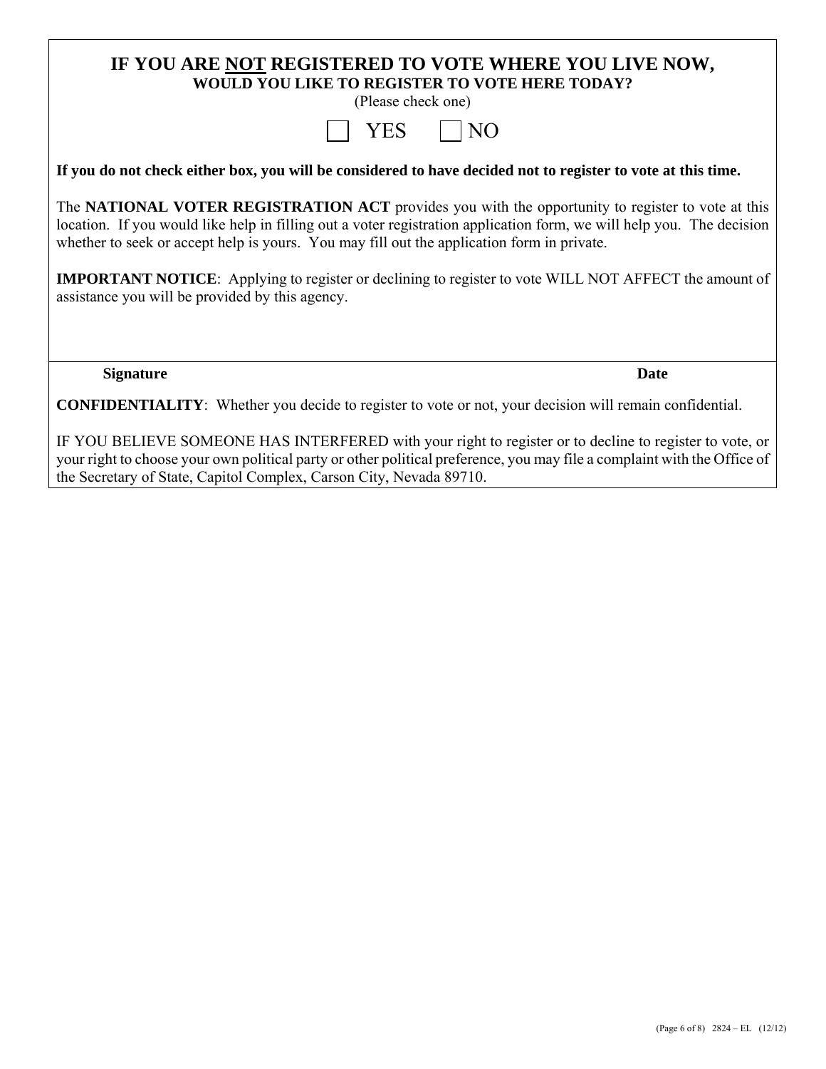# IF YOU ARE NOT REGISTERED TO VOTE WHERE YOU LIVE NOW,

**WOULD YOU LIKE TO REGISTER TO VOTE HERE TODAY?**

(Please check one)

☐ YES ☐ NO

**If you do not check either box, you will be considered to have decided not to register to vote at this time.**

The **NATIONAL VOTER REGISTRATION ACT** provides you with the opportunity to register to vote at this location. If you would like help in filling out a voter registration application form, we will help you. The decision whether to seek or accept help is yours. You may fill out the application form in private.

**IMPORTANT NOTICE**: Applying to register or declining to register to vote WILL NOT AFFECT the amount of assistance you will be provided by this agency.

**Signature** **Date**

**CONFIDENTIALITY**: Whether you decide to register to vote or not, your decision will remain confidential.

IF YOU BELIEVE SOMEONE HAS INTERFERED with your right to register or to decline to register to vote, or your right to choose your own political party or other political preference, you may file a complaint with the Office of the Secretary of State, Capitol Complex, Carson City, Nevada 89710.

2824 – EL (12/12)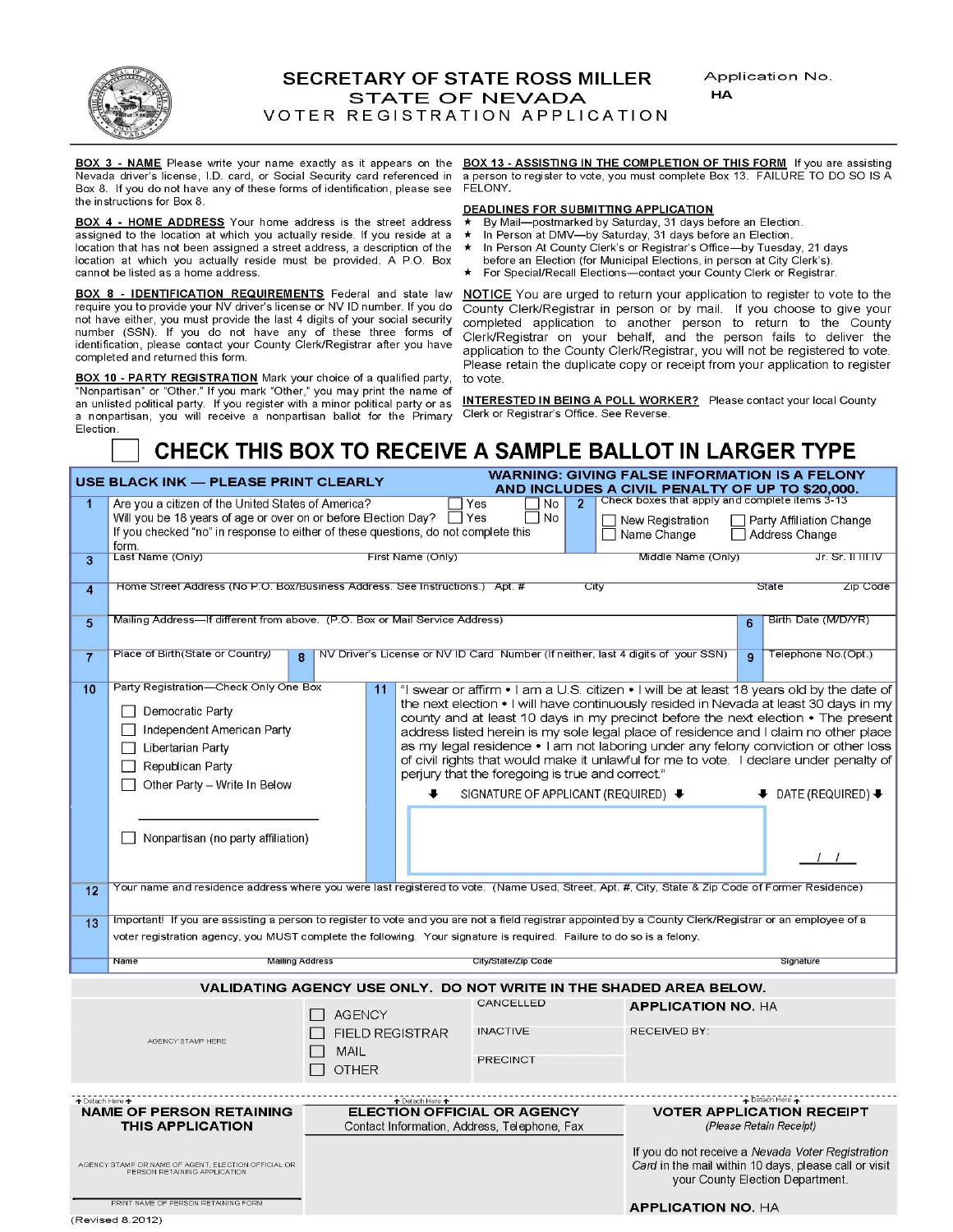# SECRETARY OF STATE ROSS MILLER
## STATE OF NEVADA
### VOTER REGISTRATION APPLICATION

Application No.
HA

**BOX 3 - NAME** Please write your name exactly as it appears on the Nevada driver's license, I.D. card, or Social Security card referenced in Box 8. If you do not have any of these forms of identification, please see the instructions for Box 8.

**BOX 4 - HOME ADDRESS** Your home address is the street address assigned to the location at which you actually reside. If you reside at a location that has not been assigned a street address, a description of the location at which you actually reside must be provided. A P.O. Box cannot be listed as a home address.

**BOX 8 - IDENTIFICATION REQUIREMENTS** Federal and state law require you to provide your NV driver's license or NV ID number. If you do not have either, you must provide the last 4 digits of your social security number (SSN). If you do not have any of these three forms of identification, please contact your County Clerk/Registrar after you have completed and returned this form.

**BOX 10 - PARTY REGISTRATION** Mark your choice of a qualified party, "Nonpartisan" or "Other." If you mark "Other," you may print the name of an unlisted political party. If you register with a minor political party or as a nonpartisan, you will receive a nonpartisan ballot for the Primary Election.

**BOX 13 - ASSISTING IN THE COMPLETION OF THIS FORM** If you are assisting a person to register to vote, you must complete Box 13. FAILURE TO DO SO IS A FELONY.

**DEADLINES FOR SUBMITTING APPLICATION**

- ★ By Mail—postmarked by Saturday, 31 days before an Election.
- ★ In Person at DMV—by Saturday, 31 days before an Election.
- ★ In Person At County Clerk's or Registrar's Office—by Tuesday, 21 days before an Election (for Municipal Elections, in person at City Clerk's).
- ★ For Special/Recall Elections—contact your County Clerk or Registrar.

**NOTICE** You are urged to return your application to register to vote to the County Clerk/Registrar in person or by mail. If you choose to give your completed application to another person to return to the County Clerk/Registrar on your behalf, and the person fails to deliver the application to the County Clerk/Registrar, you will not be registered to vote. Please retain the duplicate copy or receipt from your application to register to vote.

**INTERESTED IN BEING A POLL WORKER?** Please contact your local County Clerk or Registrar's Office. See Reverse.

☐ **CHECK THIS BOX TO RECEIVE A SAMPLE BALLOT IN LARGER TYPE**

**USE BLACK INK — PLEASE PRINT CLEARLY**

**WARNING: GIVING FALSE INFORMATION IS A FELONY AND INCLUDES A CIVIL PENALTY OF UP TO $20,000.**

**1** Are you a citizen of the United States of America? ☐ Yes ☐ No
Will you be 18 years of age or over on or before Election Day? ☐ Yes ☐ No
If you checked "no" in response to either of these questions, do not complete this form.

**2** Check boxes that apply and complete items 3-13
☐ New Registration ☐ Party Affiliation Change
☐ Name Change ☐ Address Change

**3** Last Name (Only) | First Name (Only) | Middle Name (Only) | Jr. Sr. II III IV

**4** Home Street Address (No P.O. Box/Business Address. See Instructions.) | Apt. # | City | State | Zip Code

**5** Mailing Address—If different from above. (P.O. Box or Mail Service Address)

**6** Birth Date (M/D/YR)

**7** Place of Birth(State or Country)

**8** NV Driver's License or NV ID Card Number (If neither, last 4 digits of your SSN)

**9** Telephone No.(Opt.)

**10** Party Registration—Check Only One Box

- ☐ Democratic Party
- ☐ Independent American Party
- ☐ Libertarian Party
- ☐ Republican Party
- ☐ Other Party – Write In Below

\_\_\_\_\_\_\_\_\_\_\_\_\_\_\_\_\_\_\_\_

- ☐ Nonpartisan (no party affiliation)

**11** "I swear or affirm • I am a U.S. citizen • I will be at least 18 years old by the date of the next election • I will have continuously resided in Nevada at least 30 days in my county and at least 10 days in my precinct before the next election • The present address listed herein is my sole legal place of residence and I claim no other place as my legal residence • I am not laboring under any felony conviction or other loss of civil rights that would make it unlawful for me to vote. I declare under penalty of perjury that the foregoing is true and correct."

SIGNATURE OF APPLICANT (REQUIRED) | DATE (REQUIRED) \_\_ / \_\_ / \_\_

**12** Your name and residence address where you were last registered to vote. (Name Used, Street, Apt. #, City, State & Zip Code of Former Residence)

**13** Important! If you are assisting a person to register to vote and you are not a field registrar appointed by a County Clerk/Registrar or an employee of a voter registration agency, you MUST complete the following. Your signature is required. Failure to do so is a felony.

Name | Mailing Address | City/State/Zip Code | Signature

**VALIDATING AGENCY USE ONLY. DO NOT WRITE IN THE SHADED AREA BELOW.**

| AGENCY STAMP HERE | ☐ AGENCY<br>☐ FIELD REGISTRAR<br>☐ MAIL<br>☐ OTHER | CANCELLED<br>INACTIVE<br>PRECINCT | **APPLICATION NO.** HA<br>RECEIVED BY: |
|---|---|---|---|

↑ Detach Here ↑

| **NAME OF PERSON RETAINING THIS APPLICATION** | **ELECTION OFFICIAL OR AGENCY** | **VOTER APPLICATION RECEIPT** |
|---|---|---|
| AGENCY STAMP OR NAME OF AGENT, ELECTION OFFICIAL OR PERSON RETAINING APPLICATION | Contact Information, Address, Telephone, Fax | *(Please Retain Receipt)* |
| PRINT NAME OF PERSON RETAINING FORM | | If you do not receive a *Nevada Voter Registration Card* in the mail within 10 days, please call or visit your County Election Department. |
| | | **APPLICATION NO.** HA |

(Revised 8.2012)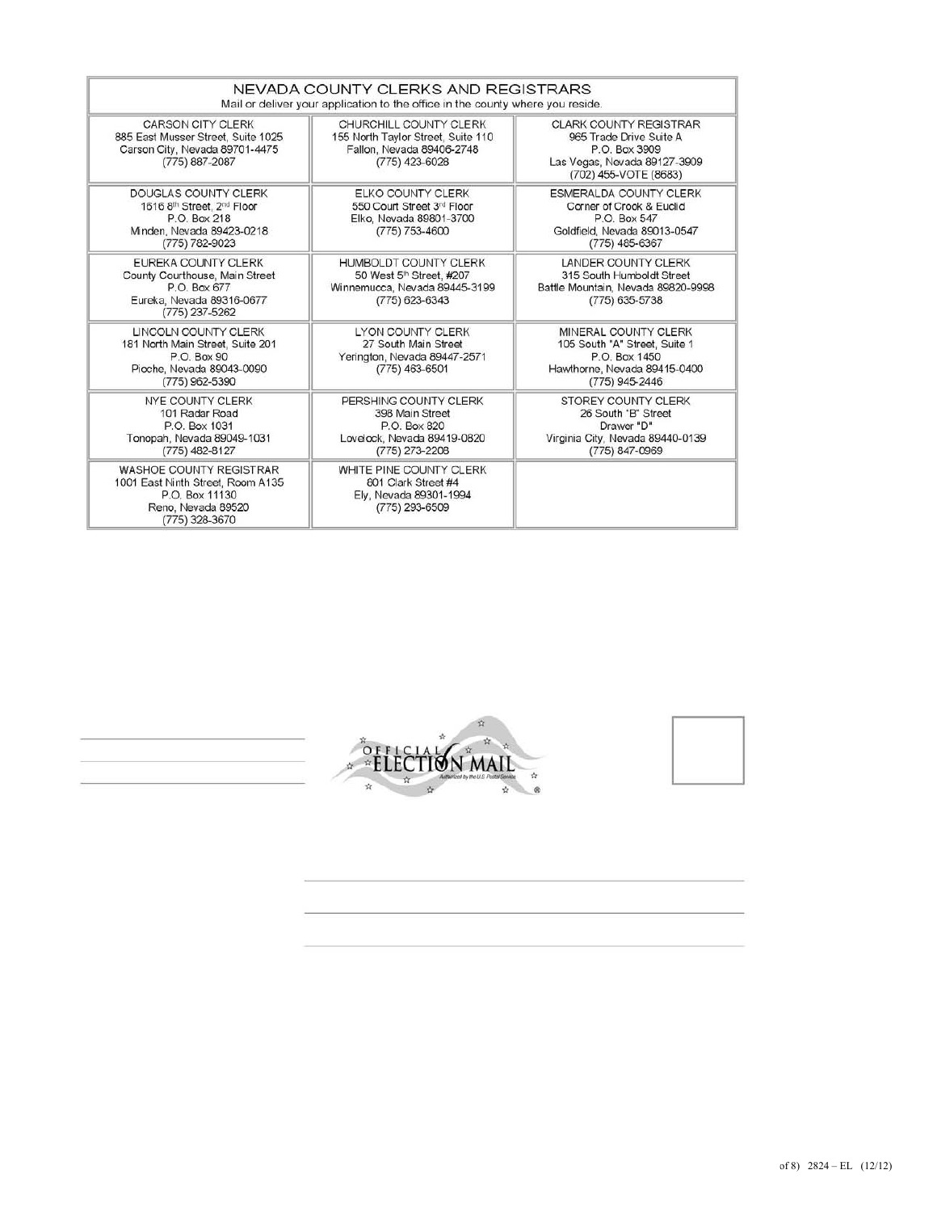| NEVADA COUNTY CLERKS AND REGISTRARS<br>Mail or deliver your application to the office in the county where you reside. | | |
|---|---|---|
| CARSON CITY CLERK<br>885 East Musser Street, Suite 1025<br>Carson City, Nevada 89701-4475<br>(775) 887-2087 | CHURCHILL COUNTY CLERK<br>155 North Taylor Street, Suite 110<br>Fallon, Nevada 89406-2748<br>(775) 423-6028 | CLARK COUNTY REGISTRAR<br>965 Trade Drive Suite A<br>P.O. Box 3909<br>Las Vegas, Nevada 89127-3909<br>(702) 455-VOTE (8683) |
| DOUGLAS COUNTY CLERK<br>1616 8th Street, 2nd Floor<br>P.O. Box 218<br>Minden, Nevada 89423-0218<br>(775) 782-9023 | ELKO COUNTY CLERK<br>550 Court Street 3rd Floor<br>Elko, Nevada 89801-3700<br>(775) 753-4600 | ESMERALDA COUNTY CLERK<br>Corner of Crook & Euclid<br>P.O. Box 547<br>Goldfield, Nevada 89013-0547<br>(775) 485-6367 |
| EUREKA COUNTY CLERK<br>County Courthouse, Main Street<br>P.O. Box 677<br>Eureka, Nevada 89316-0677<br>(775) 237-5262 | HUMBOLDT COUNTY CLERK<br>50 West 5th Street, #207<br>Winnemucca, Nevada 89445-3199<br>(775) 623-6343 | LANDER COUNTY CLERK<br>315 South Humboldt Street<br>Battle Mountain, Nevada 89820-9998<br>(775) 635-5738 |
| LINCOLN COUNTY CLERK<br>181 North Main Street, Suite 201<br>P.O. Box 90<br>Pioche, Nevada 89043-0090<br>(775) 962-5390 | LYON COUNTY CLERK<br>27 South Main Street<br>Yerington, Nevada 89447-2571<br>(775) 463-6501 | MINERAL COUNTY CLERK<br>105 South "A" Street, Suite 1<br>P.O. Box 1450<br>Hawthorne, Nevada 89415-0400<br>(775) 945-2446 |
| NYE COUNTY CLERK<br>101 Radar Road<br>P.O. Box 1031<br>Tonopah, Nevada 89049-1031<br>(775) 482-8127 | PERSHING COUNTY CLERK<br>398 Main Street<br>P.O. Box 820<br>Lovelock, Nevada 89419-0820<br>(775) 273-2208 | STOREY COUNTY CLERK<br>26 South "B" Street<br>Drawer "D"<br>Virginia City, Nevada 89440-0139<br>(775) 847-0969 |
| WASHOE COUNTY REGISTRAR<br>1001 East Ninth Street, Room A135<br>P.O. Box 11130<br>Reno, Nevada 89520<br>(775) 328-3670 | WHITE PINE COUNTY CLERK<br>801 Clark Street #4<br>Ely, Nevada 89301-1994<br>(775) 293-6509 | |

OFFICIAL ELECTION MAIL
Authorized by the U.S. Postal Service

2824 – EL (12/12)